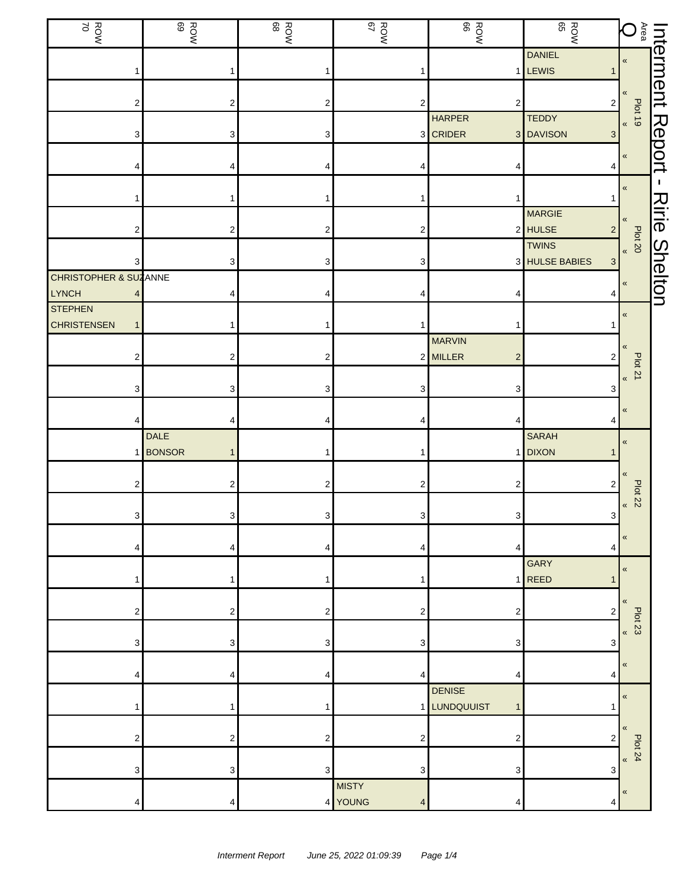# Interment Report - Ririe Shelton

| Area Q | ROW 65 | ROW 66 | ROW 67 | ROW 68 | ROW 69 | ROW 70 |
|---|---|---|---|---|---|---|
| Plot 19 « | DANIEL LEWIS 1 | 1 | 1 | 1 | 1 | 1 |
| « | 2 | 2 | 2 | 2 | 2 | 2 |
| « | TEDDY DAVISON 3 | HARPER CRIDER 3 | 3 | 3 | 3 | 3 |
| « | 4 | 4 | 4 | 4 | 4 | 4 |
| Plot 20 « | 1 | 1 | 1 | 1 | 1 | 1 |
| « | MARGIE HULSE 2 | 2 | 2 | 2 | 2 | 2 |
| « | TWINS HULSE BABIES 3 | 3 | 3 | 3 | 3 | 3 |
| « | 4 | 4 | 4 | 4 | 4 | CHRISTOPHER & SUZANNE LYNCH 4 |
| Plot 21 « | 1 | 1 | 1 | 1 | 1 | STEPHEN CHRISTENSEN 1 |
| « | 2 | MARVIN MILLER 2 | 2 | 2 | 2 | 2 |
| « | 3 | 3 | 3 | 3 | 3 | 3 |
| « | 4 | 4 | 4 | 4 | 4 | 4 |
| Plot 22 « | SARAH DIXON 1 | 1 | 1 | 1 | DALE BONSOR 1 | 1 |
| « | 2 | 2 | 2 | 2 | 2 | 2 |
| « | 3 | 3 | 3 | 3 | 3 | 3 |
| « | 4 | 4 | 4 | 4 | 4 | 4 |
| Plot 23 « | GARY REED 1 | 1 | 1 | 1 | 1 | 1 |
| « | 2 | 2 | 2 | 2 | 2 | 2 |
| « | 3 | 3 | 3 | 3 | 3 | 3 |
| « | 4 | 4 | 4 | 4 | 4 | 4 |
| Plot 24 « | 1 | DENISE LUNDQUUIST 1 | 1 | 1 | 1 | 1 |
| « | 2 | 2 | 2 | 2 | 2 | 2 |
| « | 3 | 3 | 3 | 3 | 3 | 3 |
| « | 4 | 4 | MISTY YOUNG 4 | 4 | 4 | 4 |

*Interment Report June 25, 2022 01:09:39*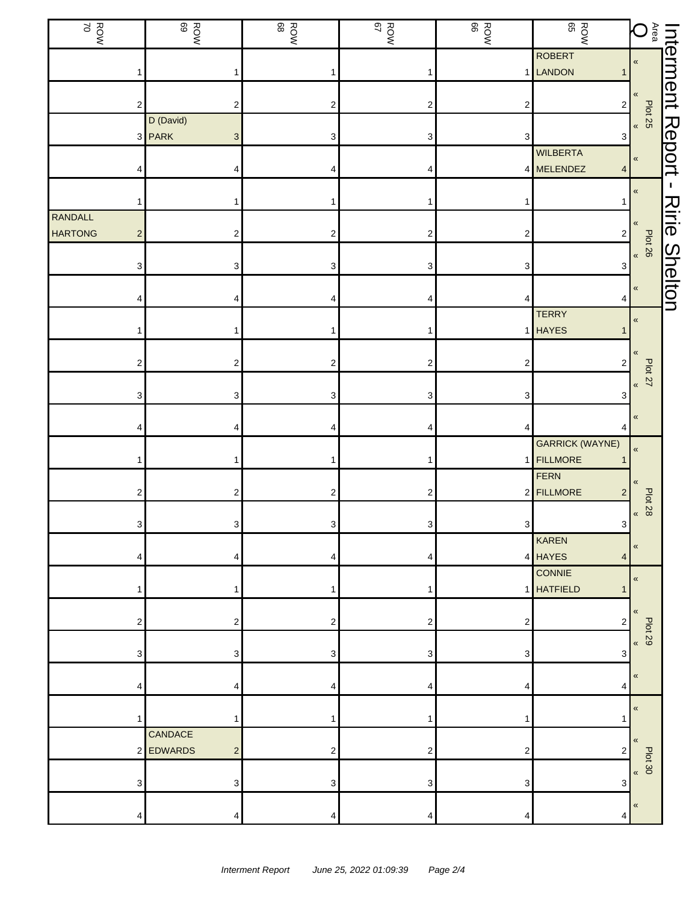# Interment Report - Ririe Shelton

| Area Q | ROW 65 | ROW 66 | ROW 67 | ROW 68 | ROW 69 | ROW 70 |
|---|---|---|---|---|---|---|
| Plot 25 « | ROBERT LANDON 1 | 1 | 1 | 1 | 1 | 1 |
| « | 2 | 2 | 2 | 2 | 2 | 2 |
| « | 3 | 3 | 3 | 3 | D (David) PARK 3 | 3 |
| « | WILBERTA MELENDEZ 4 | 4 | 4 | 4 | 4 | 4 |
| Plot 26 « | 1 | 1 | 1 | 1 | 1 | 1 |
| « | 2 | 2 | 2 | 2 | 2 | RANDALL HARTONG 2 |
| « | 3 | 3 | 3 | 3 | 3 | 3 |
| « | 4 | 4 | 4 | 4 | 4 | 4 |
| Plot 27 « | TERRY HAYES 1 | 1 | 1 | 1 | 1 | 1 |
| « | 2 | 2 | 2 | 2 | 2 | 2 |
| « | 3 | 3 | 3 | 3 | 3 | 3 |
| « | 4 | 4 | 4 | 4 | 4 | 4 |
| Plot 28 « | GARRICK (WAYNE) FILLMORE 1 | 1 | 1 | 1 | 1 | 1 |
| « | FERN FILLMORE 2 | 2 | 2 | 2 | 2 | 2 |
| « | 3 | 3 | 3 | 3 | 3 | 3 |
| « | KAREN HAYES 4 | 4 | 4 | 4 | 4 | 4 |
| Plot 29 « | CONNIE HATFIELD 1 | 1 | 1 | 1 | 1 | 1 |
| « | 2 | 2 | 2 | 2 | 2 | 2 |
| « | 3 | 3 | 3 | 3 | 3 | 3 |
| « | 4 | 4 | 4 | 4 | 4 | 4 |
| Plot 30 « | 1 | 1 | 1 | 1 | 1 | 1 |
| « | 2 | 2 | 2 | 2 | CANDACE EDWARDS 2 | 2 |
| « | 3 | 3 | 3 | 3 | 3 | 3 |
| « | 4 | 4 | 4 | 4 | 4 | 4 |

*Interment Report June 25, 2022 01:09:39*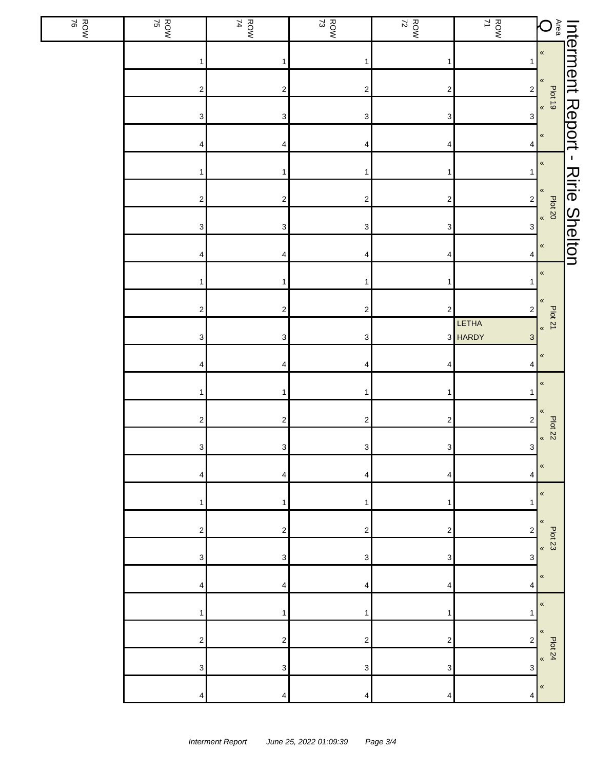# Interment Report - Ririe Shelton

| Area Q | | ROW 71 | ROW 72 | ROW 73 | ROW 74 | ROW 75 | ROW 76 |
|---|---|---|---|---|---|---|---|
| Plot 19 | « | 1 | 1 | 1 | 1 | 1 | |
| | « | 2 | 2 | 2 | 2 | 2 | |
| | « | 3 | 3 | 3 | 3 | 3 | |
| | « | 4 | 4 | 4 | 4 | 4 | |
| Plot 20 | « | 1 | 1 | 1 | 1 | 1 | |
| | « | 2 | 2 | 2 | 2 | 2 | |
| | « | 3 | 3 | 3 | 3 | 3 | |
| | « | 4 | 4 | 4 | 4 | 4 | |
| Plot 21 | « | 1 | 1 | 1 | 1 | 1 | |
| | « | 2 | 2 | 2 | 2 | 2 | |
| | « | LETHA HARDY 3 | 3 | 3 | 3 | 3 | |
| | « | 4 | 4 | 4 | 4 | 4 | |
| Plot 22 | « | 1 | 1 | 1 | 1 | 1 | |
| | « | 2 | 2 | 2 | 2 | 2 | |
| | « | 3 | 3 | 3 | 3 | 3 | |
| | « | 4 | 4 | 4 | 4 | 4 | |
| Plot 23 | « | 1 | 1 | 1 | 1 | 1 | |
| | « | 2 | 2 | 2 | 2 | 2 | |
| | « | 3 | 3 | 3 | 3 | 3 | |
| | « | 4 | 4 | 4 | 4 | 4 | |
| Plot 24 | « | 1 | 1 | 1 | 1 | 1 | |
| | « | 2 | 2 | 2 | 2 | 2 | |
| | « | 3 | 3 | 3 | 3 | 3 | |
| | « | 4 | 4 | 4 | 4 | 4 | |

*Interment Report June 25, 2022 01:09:39*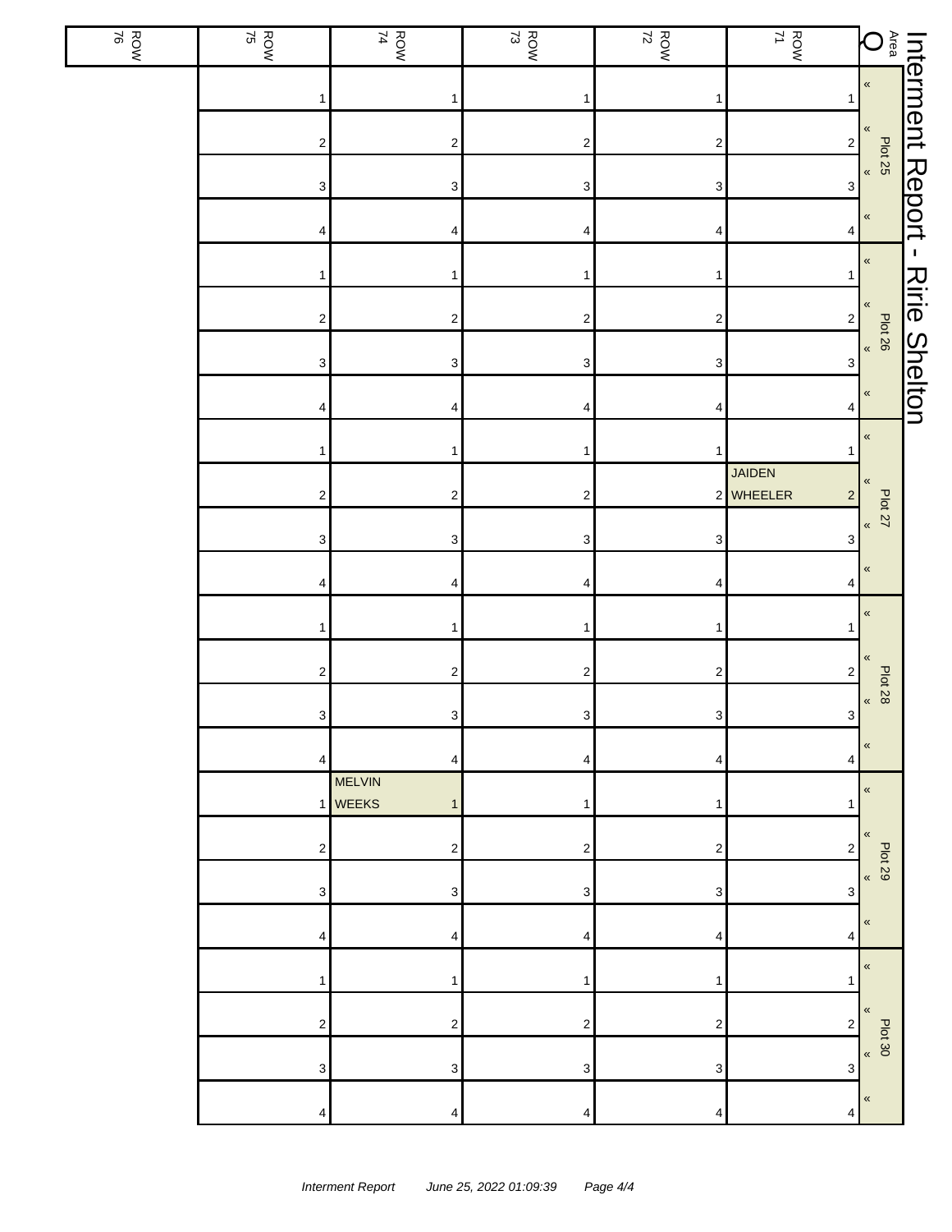# Interment Report - Ririe Shelton

| Area Q | ROW 71 | ROW 72 | ROW 73 | ROW 74 | ROW 75 | ROW 76 |
|---|---|---|---|---|---|---|
| Plot 25 « | 1 | 1 | 1 | 1 | 1 | |
| « | 2 | 2 | 2 | 2 | 2 | |
| « | 3 | 3 | 3 | 3 | 3 | |
| « | 4 | 4 | 4 | 4 | 4 | |
| Plot 26 « | 1 | 1 | 1 | 1 | 1 | |
| « | 2 | 2 | 2 | 2 | 2 | |
| « | 3 | 3 | 3 | 3 | 3 | |
| « | 4 | 4 | 4 | 4 | 4 | |
| Plot 27 « | 1 | 1 | 1 | 1 | 1 | |
| « | JAIDEN WHEELER 2 | 2 | 2 | 2 | 2 | |
| « | 3 | 3 | 3 | 3 | 3 | |
| « | 4 | 4 | 4 | 4 | 4 | |
| Plot 28 « | 1 | 1 | 1 | 1 | 1 | |
| « | 2 | 2 | 2 | 2 | 2 | |
| « | 3 | 3 | 3 | 3 | 3 | |
| « | 4 | 4 | 4 | 4 | 4 | |
| Plot 29 « | 1 | 1 | 1 | MELVIN WEEKS 1 | 1 | |
| « | 2 | 2 | 2 | 2 | 2 | |
| « | 3 | 3 | 3 | 3 | 3 | |
| « | 4 | 4 | 4 | 4 | 4 | |
| Plot 30 « | 1 | 1 | 1 | 1 | 1 | |
| « | 2 | 2 | 2 | 2 | 2 | |
| « | 3 | 3 | 3 | 3 | 3 | |
| « | 4 | 4 | 4 | 4 | 4 | |

*Interment Report June 25, 2022 01:09:39*